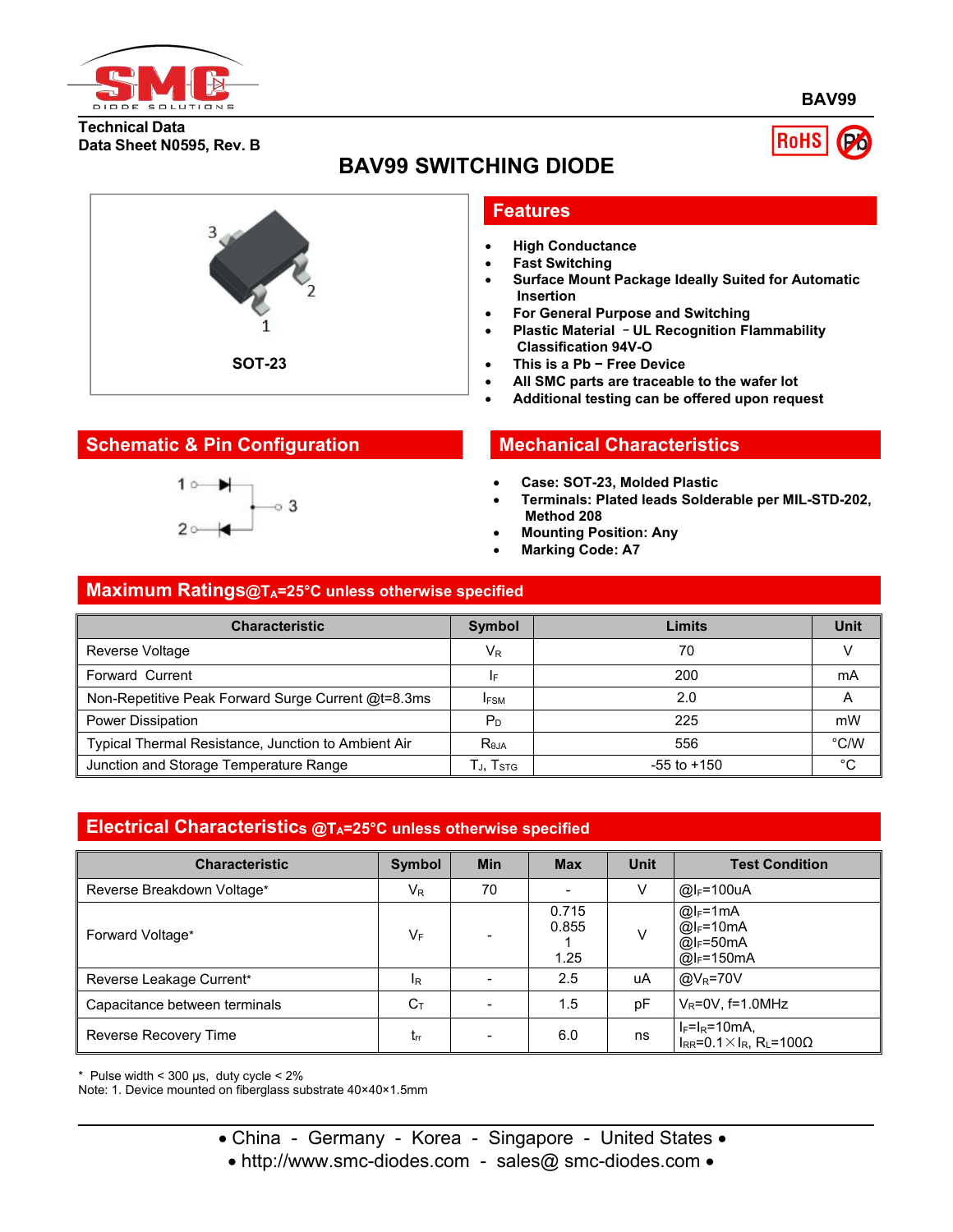BAV99

Technical Data
Data Sheet N0595, Rev. B

# BAV99 SWITCHING DIODE

SOT-23

## Features

- High Conductance
- Fast Switching
- Surface Mount Package Ideally Suited for Automatic Insertion
- For General Purpose and Switching
- Plastic Material – UL Recognition Flammability Classification 94V-O
- This is a Pb – Free Device
- All SMC parts are traceable to the wafer lot
- Additional testing can be offered upon request

## Schematic & Pin Configuration

## Mechanical Characteristics

- Case: SOT-23, Molded Plastic
- Terminals: Plated leads Solderable per MIL-STD-202, Method 208
- Mounting Position: Any
- Marking Code: A7

## Maximum Ratings@$T_A$=25°C unless otherwise specified

| Characteristic | Symbol | Limits | Unit |
|---|---|---|---|
| Reverse Voltage | $V_R$ | 70 | V |
| Forward Current | $I_F$ | 200 | mA |
| Non-Repetitive Peak Forward Surge Current @t=8.3ms | $I_{FSM}$ | 2.0 | A |
| Power Dissipation | $P_D$ | 225 | mW |
| Typical Thermal Resistance, Junction to Ambient Air | $R_{\theta JA}$ | 556 | °C/W |
| Junction and Storage Temperature Range | $T_J$, $T_{STG}$ | -55 to +150 | °C |

## Electrical Characteristics @$T_A$=25°C unless otherwise specified

| Characteristic | Symbol | Min | Max | Unit | Test Condition |
|---|---|---|---|---|---|
| Reverse Breakdown Voltage* | $V_R$ | 70 | - | V | @$I_F$=100uA |
| Forward Voltage* | $V_F$ | - | 0.715<br>0.855<br>1<br>1.25 | V | @$I_F$=1mA<br>@$I_F$=10mA<br>@$I_F$=50mA<br>@$I_F$=150mA |
| Reverse Leakage Current* | $I_R$ | - | 2.5 | uA | @$V_R$=70V |
| Capacitance between terminals | $C_T$ | - | 1.5 | pF | $V_R$=0V, f=1.0MHz |
| Reverse Recovery Time | $t_{rr}$ | - | 6.0 | ns | $I_F$=$I_R$=10mA, $I_{RR}$=0.1×$I_R$, $R_L$=100Ω |

\* Pulse width < 300 μs, duty cycle < 2%
Note: 1. Device mounted on fiberglass substrate 40×40×1.5mm

• China - Germany - Korea - Singapore - United States •
• http://www.smc-diodes.com - sales@ smc-diodes.com •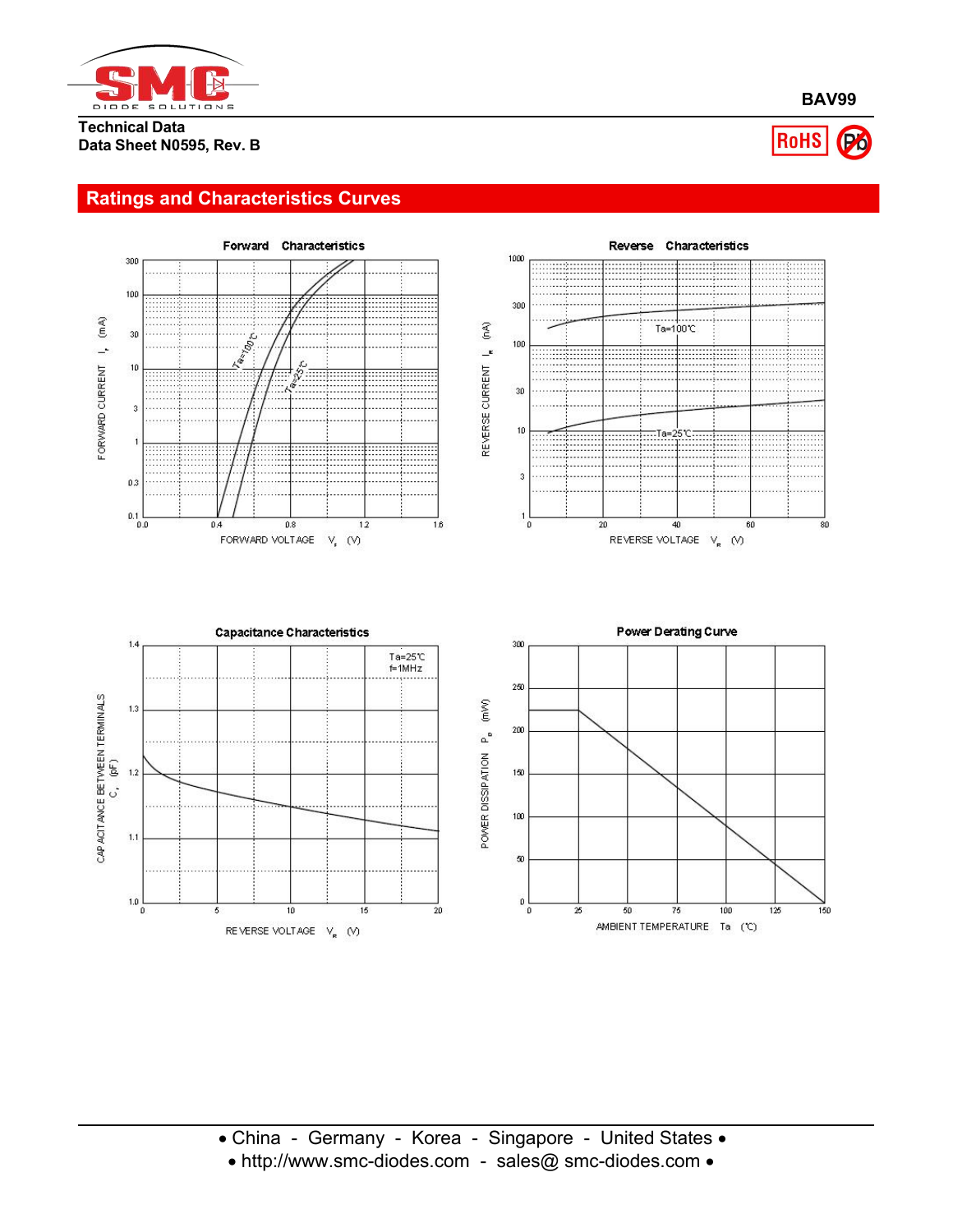## Ratings and Characteristics Curves

### Forward Characteristics

Axis labels: FORWARD CURRENT $I_F$ (mA); FORWARD VOLTAGE $V_F$ (V)

Y-axis values: 0.1, 0.3, 1, 3, 10, 30, 100, 300

X-axis values: 0.0, 0.4, 0.8, 1.2, 1.6

Curve labels: Ta=100℃, Ta=25℃

### Reverse Characteristics

Axis labels: REVERSE CURRENT $I_R$ (nA); REVERSE VOLTAGE $V_R$ (V)

Y-axis values: 1, 3, 10, 30, 100, 300, 1000

X-axis values: 0, 20, 40, 60, 80

Curve labels: Ta=100℃, Ta=25℃

### Capacitance Characteristics

Axis labels: CAPACITANCE BETWEEN TERMINALS $C_T$ (pF); REVERSE VOLTAGE $V_R$ (V)

Y-axis values: 1.0, 1.1, 1.2, 1.3, 1.4

X-axis values: 0, 5, 10, 15, 20

Conditions: Ta=25℃, f=1MHz

### Power Derating Curve

Axis labels: POWER DISSIPATION $P_D$ (mW); AMBIENT TEMPERATURE Ta (℃)

Y-axis values: 0, 50, 100, 150, 200, 250, 300

X-axis values: 0, 25, 50, 75, 100, 125, 150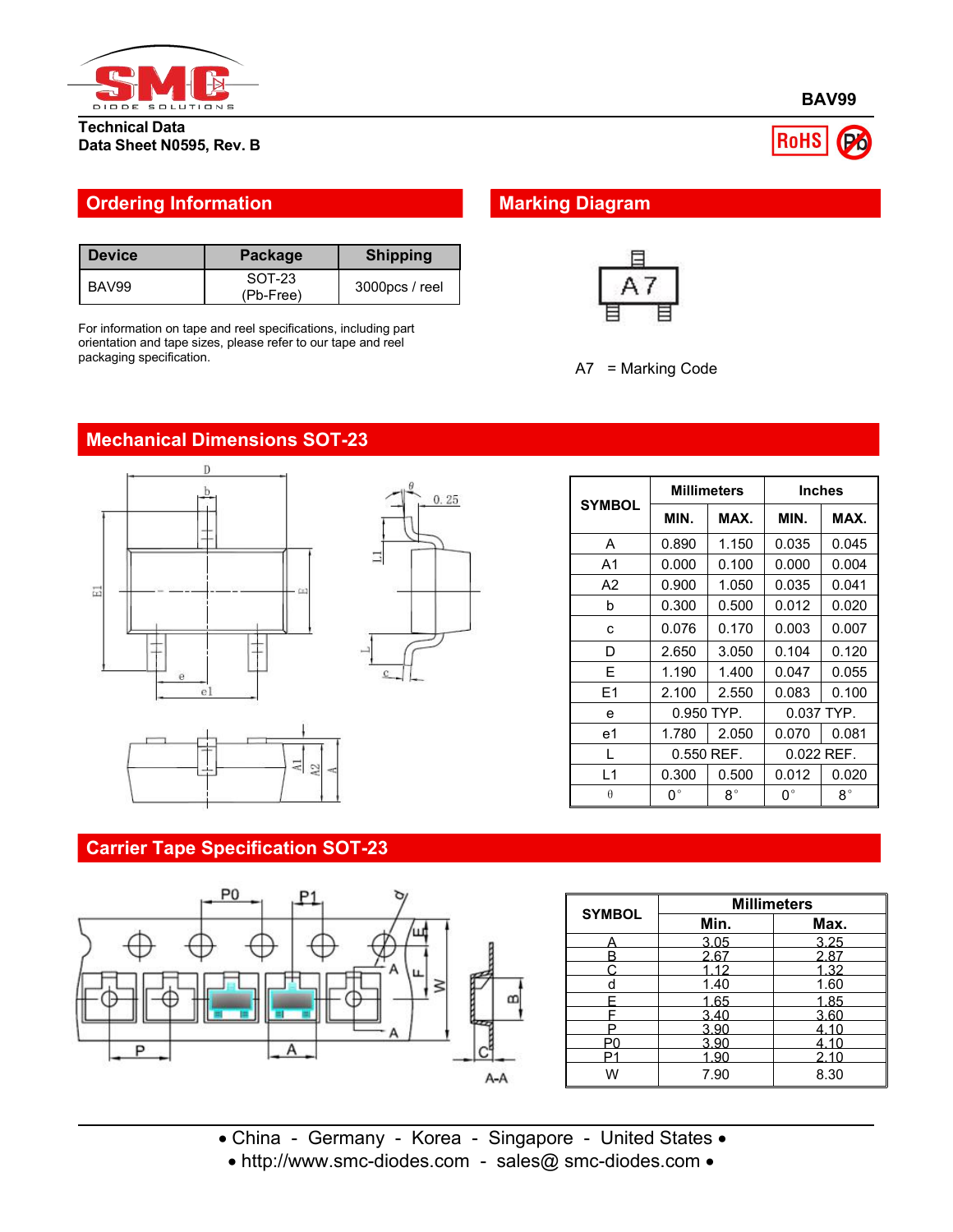**BAV99**

**Technical Data**
**Data Sheet N0595, Rev. B**

## Ordering Information

| Device | Package | Shipping |
|---|---|---|
| BAV99 | SOT-23 (Pb-Free) | 3000pcs / reel |

For information on tape and reel specifications, including part orientation and tape sizes, please refer to our tape and reel packaging specification.

## Marking Diagram

A7

A7 = Marking Code

## Mechanical Dimensions SOT-23

| SYMBOL | Millimeters | | Inches | |
|---|---|---|---|---|
| | MIN. | MAX. | MIN. | MAX. |
| A | 0.890 | 1.150 | 0.035 | 0.045 |
| A1 | 0.000 | 0.100 | 0.000 | 0.004 |
| A2 | 0.900 | 1.050 | 0.035 | 0.041 |
| b | 0.300 | 0.500 | 0.012 | 0.020 |
| c | 0.076 | 0.170 | 0.003 | 0.007 |
| D | 2.650 | 3.050 | 0.104 | 0.120 |
| E | 1.190 | 1.400 | 0.047 | 0.055 |
| E1 | 2.100 | 2.550 | 0.083 | 0.100 |
| e | 0.950 TYP. | | 0.037 TYP. | |
| e1 | 1.780 | 2.050 | 0.070 | 0.081 |
| L | 0.550 REF. | | 0.022 REF. | |
| L1 | 0.300 | 0.500 | 0.012 | 0.020 |
| θ | 0° | 8° | 0° | 8° |

## Carrier Tape Specification SOT-23

| SYMBOL | Millimeters | |
|---|---|---|
| | Min. | Max. |
| A | 3.05 | 3.25 |
| B | 2.67 | 2.87 |
| C | 1.12 | 1.32 |
| d | 1.40 | 1.60 |
| E | 1.65 | 1.85 |
| F | 3.40 | 3.60 |
| P | 3.90 | 4.10 |
| P0 | 3.90 | 4.10 |
| P1 | 1.90 | 2.10 |
| W | 7.90 | 8.30 |

• China - Germany - Korea - Singapore - United States •
• http://www.smc-diodes.com - sales@ smc-diodes.com •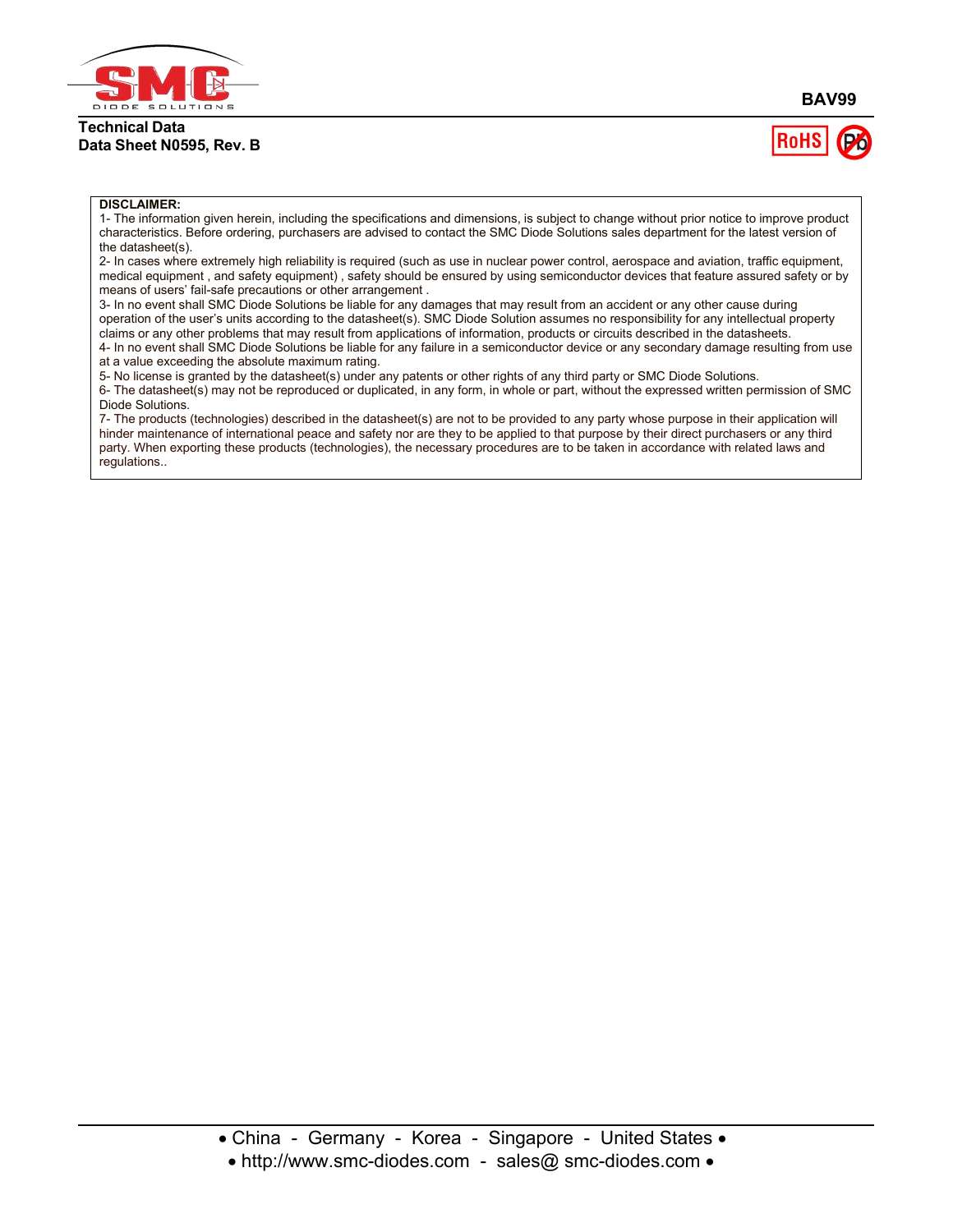**DISCLAIMER:**

1- The information given herein, including the specifications and dimensions, is subject to change without prior notice to improve product characteristics. Before ordering, purchasers are advised to contact the SMC Diode Solutions sales department for the latest version of the datasheet(s).

2- In cases where extremely high reliability is required (such as use in nuclear power control, aerospace and aviation, traffic equipment, medical equipment , and safety equipment) , safety should be ensured by using semiconductor devices that feature assured safety or by means of users' fail-safe precautions or other arrangement .

3- In no event shall SMC Diode Solutions be liable for any damages that may result from an accident or any other cause during operation of the user's units according to the datasheet(s). SMC Diode Solution assumes no responsibility for any intellectual property claims or any other problems that may result from applications of information, products or circuits described in the datasheets.

4- In no event shall SMC Diode Solutions be liable for any failure in a semiconductor device or any secondary damage resulting from use at a value exceeding the absolute maximum rating.

5- No license is granted by the datasheet(s) under any patents or other rights of any third party or SMC Diode Solutions.

6- The datasheet(s) may not be reproduced or duplicated, in any form, in whole or part, without the expressed written permission of SMC Diode Solutions.

7- The products (technologies) described in the datasheet(s) are not to be provided to any party whose purpose in their application will hinder maintenance of international peace and safety nor are they to be applied to that purpose by their direct purchasers or any third party. When exporting these products (technologies), the necessary procedures are to be taken in accordance with related laws and regulations..